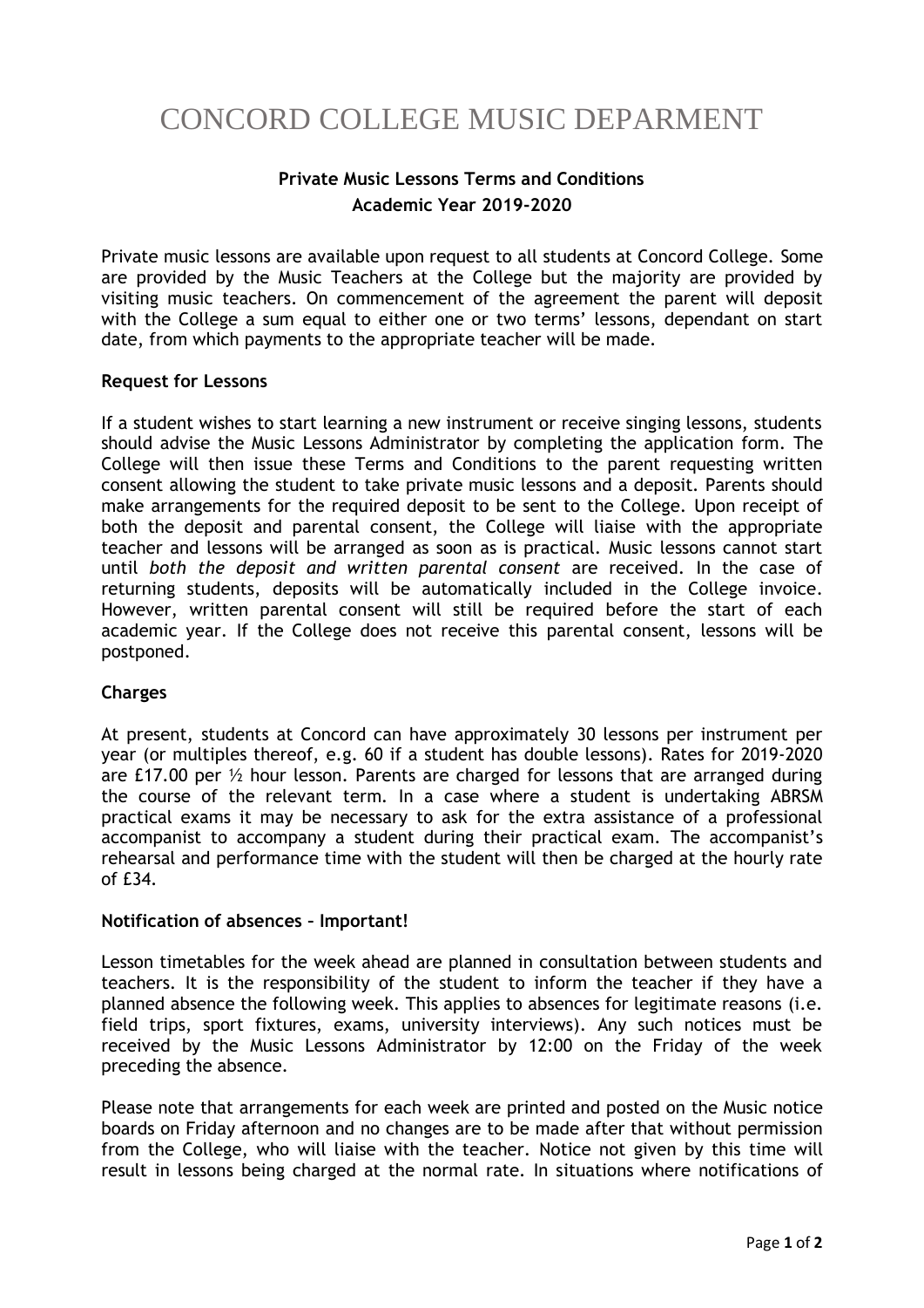# CONCORD COLLEGE MUSIC DEPARMENT

## Private Music Lessons Terms and Conditions
## Academic Year 2019-2020

Private music lessons are available upon request to all students at Concord College. Some are provided by the Music Teachers at the College but the majority are provided by visiting music teachers. On commencement of the agreement the parent will deposit with the College a sum equal to either one or two terms' lessons, dependant on start date, from which payments to the appropriate teacher will be made.

### Request for Lessons

If a student wishes to start learning a new instrument or receive singing lessons, students should advise the Music Lessons Administrator by completing the application form. The College will then issue these Terms and Conditions to the parent requesting written consent allowing the student to take private music lessons and a deposit. Parents should make arrangements for the required deposit to be sent to the College. Upon receipt of both the deposit and parental consent, the College will liaise with the appropriate teacher and lessons will be arranged as soon as is practical. Music lessons cannot start until *both the deposit and written parental consent* are received. In the case of returning students, deposits will be automatically included in the College invoice. However, written parental consent will still be required before the start of each academic year. If the College does not receive this parental consent, lessons will be postponed.

### Charges

At present, students at Concord can have approximately 30 lessons per instrument per year (or multiples thereof, e.g. 60 if a student has double lessons). Rates for 2019-2020 are £17.00 per ½ hour lesson. Parents are charged for lessons that are arranged during the course of the relevant term. In a case where a student is undertaking ABRSM practical exams it may be necessary to ask for the extra assistance of a professional accompanist to accompany a student during their practical exam. The accompanist's rehearsal and performance time with the student will then be charged at the hourly rate of £34.

### Notification of absences – Important!

Lesson timetables for the week ahead are planned in consultation between students and teachers. It is the responsibility of the student to inform the teacher if they have a planned absence the following week. This applies to absences for legitimate reasons (i.e. field trips, sport fixtures, exams, university interviews). Any such notices must be received by the Music Lessons Administrator by 12:00 on the Friday of the week preceding the absence.

Please note that arrangements for each week are printed and posted on the Music notice boards on Friday afternoon and no changes are to be made after that without permission from the College, who will liaise with the teacher. Notice not given by this time will result in lessons being charged at the normal rate. In situations where notifications of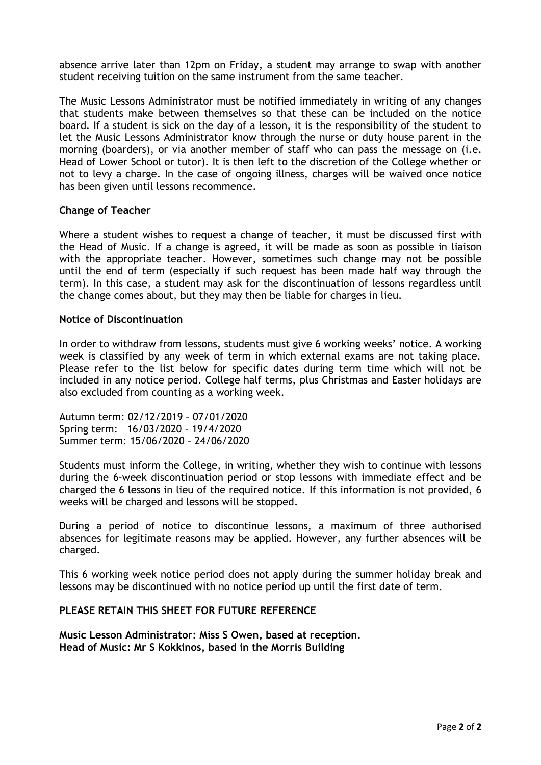absence arrive later than 12pm on Friday, a student may arrange to swap with another student receiving tuition on the same instrument from the same teacher.

The Music Lessons Administrator must be notified immediately in writing of any changes that students make between themselves so that these can be included on the notice board. If a student is sick on the day of a lesson, it is the responsibility of the student to let the Music Lessons Administrator know through the nurse or duty house parent in the morning (boarders), or via another member of staff who can pass the message on (i.e. Head of Lower School or tutor). It is then left to the discretion of the College whether or not to levy a charge. In the case of ongoing illness, charges will be waived once notice has been given until lessons recommence.

**Change of Teacher**

Where a student wishes to request a change of teacher, it must be discussed first with the Head of Music. If a change is agreed, it will be made as soon as possible in liaison with the appropriate teacher. However, sometimes such change may not be possible until the end of term (especially if such request has been made half way through the term). In this case, a student may ask for the discontinuation of lessons regardless until the change comes about, but they may then be liable for charges in lieu.

**Notice of Discontinuation**

In order to withdraw from lessons, students must give 6 working weeks' notice. A working week is classified by any week of term in which external exams are not taking place. Please refer to the list below for specific dates during term time which will not be included in any notice period. College half terms, plus Christmas and Easter holidays are also excluded from counting as a working week.

Autumn term: 02/12/2019 – 07/01/2020
Spring term: 16/03/2020 – 19/4/2020
Summer term: 15/06/2020 – 24/06/2020

Students must inform the College, in writing, whether they wish to continue with lessons during the 6-week discontinuation period or stop lessons with immediate effect and be charged the 6 lessons in lieu of the required notice. If this information is not provided, 6 weeks will be charged and lessons will be stopped.

During a period of notice to discontinue lessons, a maximum of three authorised absences for legitimate reasons may be applied. However, any further absences will be charged.

This 6 working week notice period does not apply during the summer holiday break and lessons may be discontinued with no notice period up until the first date of term.

**PLEASE RETAIN THIS SHEET FOR FUTURE REFERENCE**

**Music Lesson Administrator: Miss S Owen, based at reception.**
**Head of Music: Mr S Kokkinos, based in the Morris Building**